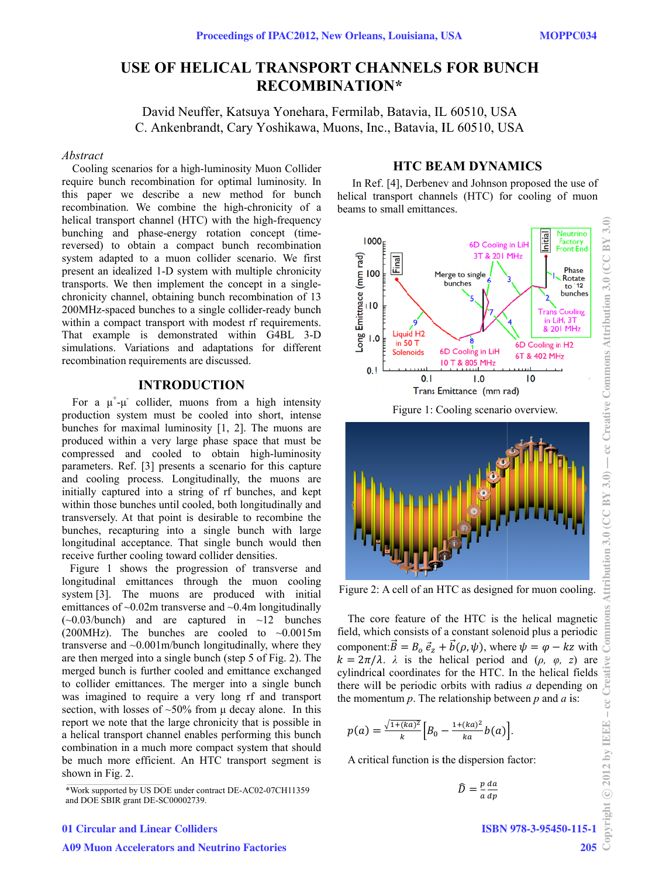# USE OF HELICAL TRANSPORT CHANNELS FOR BUNCH RECOMBINATION*

David Neuffer, Katsuya Yonehara, Fermilab, Batavia, IL 60510, USA
C. Ankenbrandt, Cary Yoshikawa, Muons, Inc., Batavia, IL 60510, USA

*Abstract*

Cooling scenarios for a high-luminosity Muon Collider require bunch recombination for optimal luminosity. In this paper we describe a new method for bunch recombination. We combine the high-chronicity of a helical transport channel (HTC) with the high-frequency bunching and phase-energy rotation concept (time-reversed) to obtain a compact bunch recombination system adapted to a muon collider scenario. We first present an idealized 1-D system with multiple chronicity transports. We then implement the concept in a single-chronicity channel, obtaining bunch recombination of 13 200MHz-spaced bunches to a single collider-ready bunch within a compact transport with modest rf requirements. That example is demonstrated within G4BL 3-D simulations. Variations and adaptations for different recombination requirements are discussed.

## INTRODUCTION

For a $\mu^+$-$\mu^-$ collider, muons from a high intensity production system must be cooled into short, intense bunches for maximal luminosity [1, 2]. The muons are produced within a very large phase space that must be compressed and cooled to obtain high-luminosity parameters. Ref. [3] presents a scenario for this capture and cooling process. Longitudinally, the muons are initially captured into a string of rf bunches, and kept within those bunches until cooled, both longitudinally and transversely. At that point is desirable to recombine the bunches, recapturing into a single bunch with large longitudinal acceptance. That single bunch would then receive further cooling toward collider densities.

Figure 1 shows the progression of transverse and longitudinal emittances through the muon cooling system [3]. The muons are produced with initial emittances of ~0.02m transverse and ~0.4m longitudinally (~0.03/bunch) and are captured in ~12 bunches (200MHz). The bunches are cooled to ~0.0015m transverse and ~0.001m/bunch longitudinally, where they are then merged into a single bunch (step 5 of Fig. 2). The merged bunch is further cooled and emittance exchanged to collider emittances. The merger into a single bunch was imagined to require a very long rf and transport section, with losses of ~50% from μ decay alone. In this report we note that the large chronicity that is possible in a helical transport channel enables performing this bunch combination in a much more compact system that should be much more efficient. An HTC transport segment is shown in Fig. 2.

*Work supported by US DOE under contract DE-AC02-07CH11359 and DOE SBIR grant DE-SC00002739.

## HTC BEAM DYNAMICS

In Ref. [4], Derbenev and Johnson proposed the use of helical transport channels (HTC) for cooling of muon beams to small emittances.

Figure 1: Cooling scenario overview.

Figure 2: A cell of an HTC as designed for muon cooling.

The core feature of the HTC is the helical magnetic field, which consists of a constant solenoid plus a periodic component: $\vec{B} = B_o\,\vec{e}_z + \vec{b}(\rho,\psi)$, where $\psi = \varphi - kz$ with $k = 2\pi/\lambda$. $\lambda$ is the helical period and ($\rho$, $\varphi$, $z$) are cylindrical coordinates for the HTC. In the helical fields there will be periodic orbits with radius $a$ depending on the momentum $p$. The relationship between $p$ and $a$ is:

$$p(a) = \frac{\sqrt{1+(ka)^2}}{k}\left[B_0 - \frac{1+(ka)^2}{ka}b(a)\right].$$

A critical function is the dispersion factor:

$$\hat{D} = \frac{p}{a}\frac{da}{dp}$$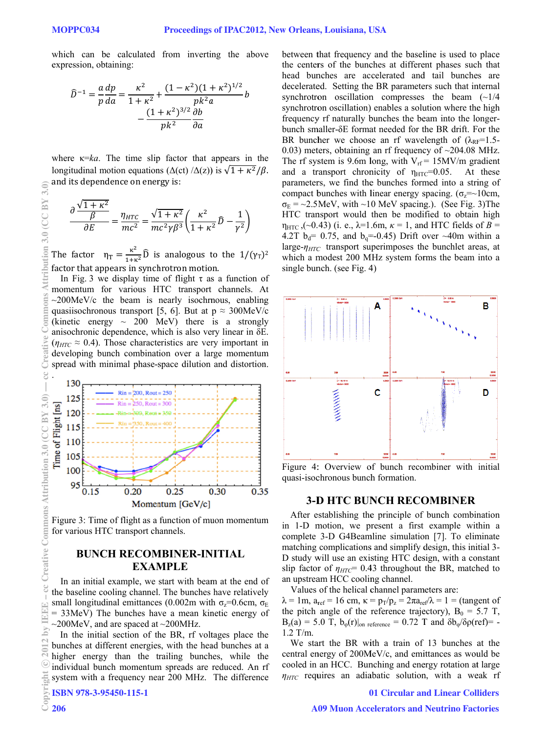which can be calculated from inverting the above expression, obtaining:

$$\widehat{D}^{-1} = \frac{a}{p}\frac{dp}{da} = \frac{\kappa^2}{1+\kappa^2} + \frac{(1-\kappa^2)(1+\kappa^2)^{1/2}}{pk^2 a} b - \frac{(1+\kappa^2)^{3/2}}{pk^2}\frac{\partial b}{\partial a}$$

where κ=*ka*. The time slip factor that appears in the longitudinal motion equations (Δ(ct) /Δ(z)) is $\sqrt{1+\kappa^2}/\beta$. and its dependence on energy is:

$$\frac{\partial \frac{\sqrt{1+\kappa^2}}{\beta}}{\partial E} = \frac{\eta_{HTC}}{mc^2} = \frac{\sqrt{1+\kappa^2}}{mc^2\gamma\beta^3}\left(\frac{\kappa^2}{1+\kappa^2}\widehat{D} - \frac{1}{\gamma^2}\right)$$

The factor $\eta_T = \frac{\kappa^2}{1+\kappa^2}\widehat{D}$ is analogous to the $1/(\gamma_T)^2$ factor that appears in synchrotron motion.

In Fig. 3 we display time of flight τ as a function of momentum for various HTC transport channels. At ~200MeV/c the beam is nearly isochrnous, enabling quasiisochronous transport [5, 6]. But at p ≈ 300MeV/c (kinetic energy ~ 200 MeV) there is a strongly anisochronic dependence, which is also very linear in δE. ($\eta_{HTC}$ ≈ 0.4). Those characteristics are very important in developing bunch combination over a large momentum spread with minimal phase-space dilution and distortion.

Figure 3: Time of flight as a function of muon momentum for various HTC transport channels.

## BUNCH RECOMBINER-INITIAL EXAMPLE

In an initial example, we start with beam at the end of the baseline cooling channel. The bunches have relatively small longitudinal emittances (0.002m with $\sigma_z$=0.6cm, $\sigma_E$ = 33MeV) The bunches have a mean kinetic energy of ~200MeV, and are spaced at ~200MHz.

In the initial section of the BR, rf voltages place the bunches at different energies, with the head bunches at a higher energy than the trailing bunches, while the individual bunch momentum spreads are reduced. An rf system with a frequency near 200 MHz. The difference between that frequency and the baseline is used to place the centers of the bunches at different phases such that head bunches are accelerated and tail bunches are decelerated. Setting the BR parameters such that internal synchrotron oscillation compresses the beam (~1/4 synchrotron oscillation) enables a solution where the high frequency rf naturally bunches the beam into the longer-bunch smaller-δE format needed for the BR drift. For the BR buncher we choose an rf wavelength of ($\lambda_{RF}$=1.5-0.03) meters, obtaining an rf frequency of ~204.08 MHz. The rf system is 9.6m long, with $V_{rf}$ = 15MV/m gradient and a transport chronicity of $\eta_{HTC}$=0.05. At these parameters, we find the bunches formed into a string of compact bunches with linear energy spacing. ($\sigma_z$=~10cm, $\sigma_E$ = ~2.5MeV, with ~10 MeV spacing.). (See Fig. 3)The HTC transport would then be modified to obtain high $\eta_{HTC}$ ,(~0.43) (i. e., λ=1.6m, κ = 1, and HTC fields of *B* = 4.2T $b_d$= 0.75, and $b_q$=-0.45) Drift over ~40m within a large-$\eta_{HTC}$ transport superimposes the bunchlet areas, at which a modest 200 MHz system forms the beam into a single bunch. (see Fig. 4)

Figure 4: Overview of bunch recombiner with initial quasi-isochronous bunch formation.

## 3-D HTC BUNCH RECOMBINER

After establishing the principle of bunch combination in 1-D motion, we present a first example within a complete 3-D G4Beamline simulation [7]. To eliminate matching complications and simplify design, this initial 3-D study will use an existing HTC design, with a constant slip factor of $\eta_{HTC}$= 0.43 throughout the BR, matched to an upstream HCC cooling channel.

Values of the helical channel parameters are:
λ = 1m, $a_{ref}$ = 16 cm, κ = $p_T/p_z$ = $2\pi a_{ref}/\lambda$ = 1 = (tangent of the pitch angle of the reference trajectory), $B_0$ = 5.7 T, $B_z(a)$ = 5.0 T, $b_\varphi(r)|_{on\ reference}$ = 0.72 T and $\delta b_\varphi/\delta\rho(\text{ref})$= -1.2 T/m.

We start the BR with a train of 13 bunches at the central energy of 200MeV/c, and emittances as would be cooled in an HCC. Bunching and energy rotation at large $\eta_{HTC}$ requires an adiabatic solution, with a weak rf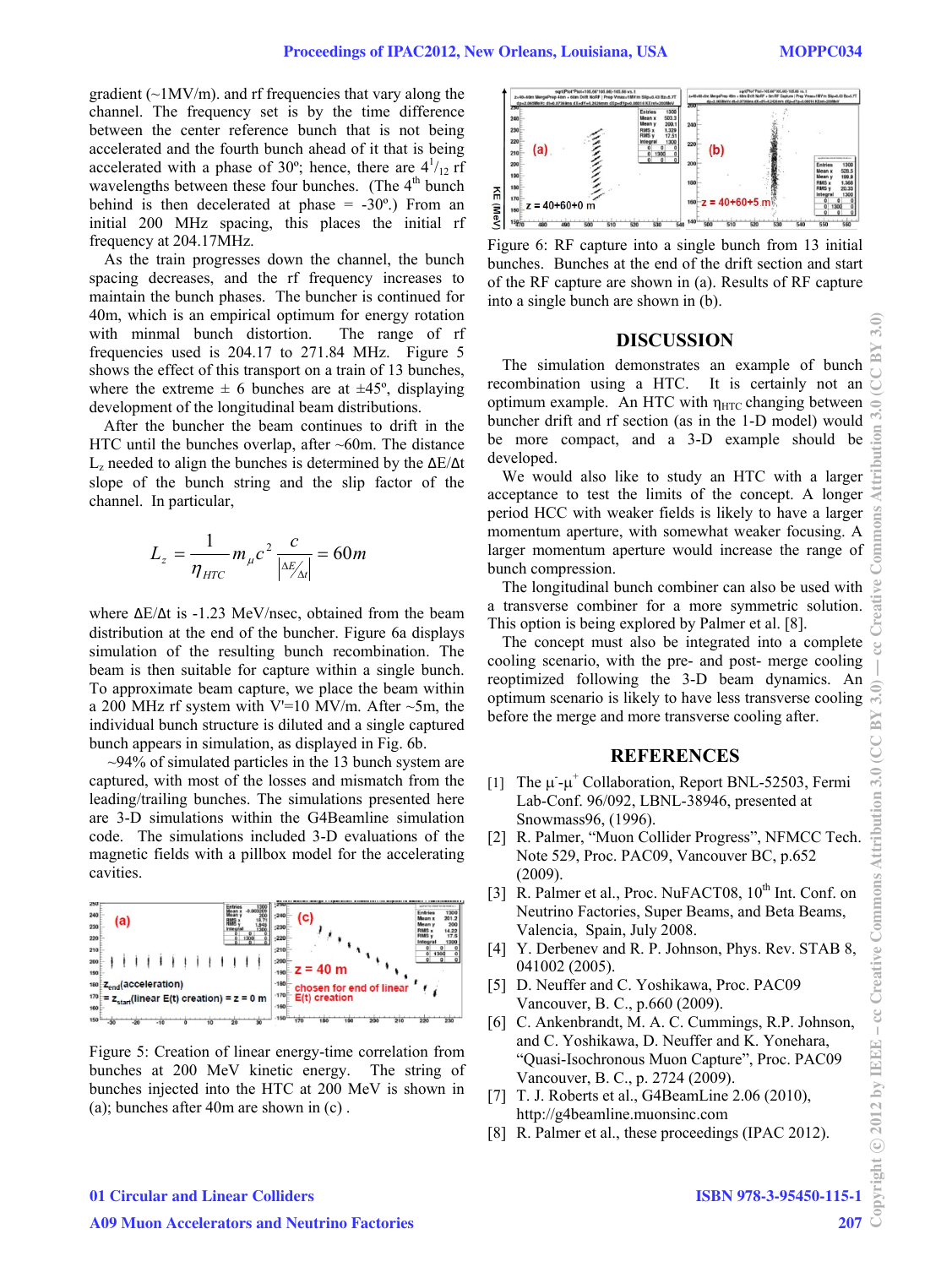gradient (~1MV/m). and rf frequencies that vary along the channel. The frequency set is by the time difference between the center reference bunch that is not being accelerated and the fourth bunch ahead of it that is being accelerated with a phase of 30º; hence, there are $4^1/_{12}$ rf wavelengths between these four bunches. (The $4^{th}$ bunch behind is then decelerated at phase = -30º.) From an initial 200 MHz spacing, this places the initial rf frequency at 204.17MHz.

As the train progresses down the channel, the bunch spacing decreases, and the rf frequency increases to maintain the bunch phases. The buncher is continued for 40m, which is an empirical optimum for energy rotation with minmal bunch distortion. The range of rf frequencies used is 204.17 to 271.84 MHz. Figure 5 shows the effect of this transport on a train of 13 bunches, where the extreme ± 6 bunches are at ±45º, displaying development of the longitudinal beam distributions.

After the buncher the beam continues to drift in the HTC until the bunches overlap, after ~60m. The distance $L_z$ needed to align the bunches is determined by the ΔE/Δt slope of the bunch string and the slip factor of the channel. In particular,

$$L_z = \frac{1}{\eta_{HTC}} m_\mu c^2 \frac{c}{\left|\Delta E/_{\Delta t}\right|} = 60m$$

where ΔE/Δt is -1.23 MeV/nsec, obtained from the beam distribution at the end of the buncher. Figure 6a displays simulation of the resulting bunch recombination. The beam is then suitable for capture within a single bunch. To approximate beam capture, we place the beam within a 200 MHz rf system with V'=10 MV/m. After ~5m, the individual bunch structure is diluted and a single captured bunch appears in simulation, as displayed in Fig. 6b.

~94% of simulated particles in the 13 bunch system are captured, with most of the losses and mismatch from the leading/trailing bunches. The simulations presented here are 3-D simulations within the G4Beamline simulation code. The simulations included 3-D evaluations of the magnetic fields with a pillbox model for the accelerating cavities.

(a)
$z_{end}$(acceleration)
= $z_{start}$(linear E(t) creation) = z = 0 m

(c)
z = 40 m
chosen for end of linear E(t) creation

Figure 5: Creation of linear energy-time correlation from bunches at 200 MeV kinetic energy. The string of bunches injected into the HTC at 200 MeV is shown in (a); bunches after 40m are shown in (c) .

(a)
z = 40+60+0 m
KE (MeV)

(b)
z = 40+60+5 m

Figure 6: RF capture into a single bunch from 13 initial bunches. Bunches at the end of the drift section and start of the RF capture are shown in (a). Results of RF capture into a single bunch are shown in (b).

## DISCUSSION

The simulation demonstrates an example of bunch recombination using a HTC. It is certainly not an optimum example. An HTC with $\eta_{HTC}$ changing between buncher drift and rf section (as in the 1-D model) would be more compact, and a 3-D example should be developed.

We would also like to study an HTC with a larger acceptance to test the limits of the concept. A longer period HCC with weaker fields is likely to have a larger momentum aperture, with somewhat weaker focusing. A larger momentum aperture would increase the range of bunch compression.

The longitudinal bunch combiner can also be used with a transverse combiner for a more symmetric solution. This option is being explored by Palmer et al. [8].

The concept must also be integrated into a complete cooling scenario, with the pre- and post- merge cooling reoptimized following the 3-D beam dynamics. An optimum scenario is likely to have less transverse cooling before the merge and more transverse cooling after.

## REFERENCES

[1] The $\mu^-$-$\mu^+$ Collaboration, Report BNL-52503, Fermi Lab-Conf. 96/092, LBNL-38946, presented at Snowmass96, (1996).

[2] R. Palmer, "Muon Collider Progress", NFMCC Tech. Note 529, Proc. PAC09, Vancouver BC, p.652 (2009).

[3] R. Palmer et al., Proc. NuFACT08, $10^{th}$ Int. Conf. on Neutrino Factories, Super Beams, and Beta Beams, Valencia, Spain, July 2008.

[4] Y. Derbenev and R. P. Johnson, Phys. Rev. STAB 8, 041002 (2005).

[5] D. Neuffer and C. Yoshikawa, Proc. PAC09 Vancouver, B. C., p.660 (2009).

[6] C. Ankenbrandt, M. A. C. Cummings, R.P. Johnson, and C. Yoshikawa, D. Neuffer and K. Yonehara, "Quasi-Isochronous Muon Capture", Proc. PAC09 Vancouver, B. C., p. 2724 (2009).

[7] T. J. Roberts et al., G4BeamLine 2.06 (2010), http://g4beamline.muonsinc.com

[8] R. Palmer et al., these proceedings (IPAC 2012).